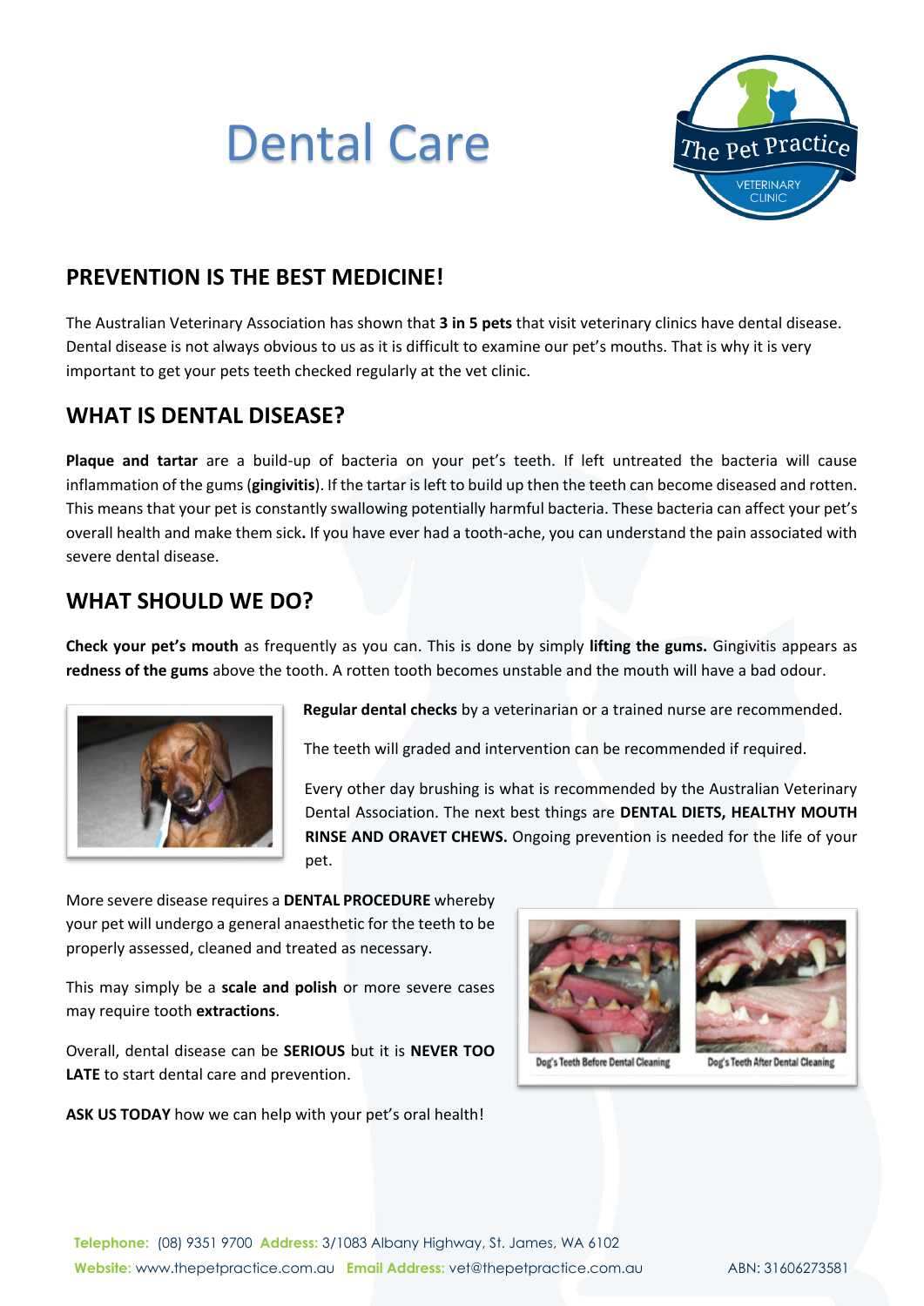# Dental Care

## PREVENTION IS THE BEST MEDICINE!

The Australian Veterinary Association has shown that **3 in 5 pets** that visit veterinary clinics have dental disease. Dental disease is not always obvious to us as it is difficult to examine our pet's mouths. That is why it is very important to get your pets teeth checked regularly at the vet clinic.

## WHAT IS DENTAL DISEASE?

**Plaque and tartar** are a build-up of bacteria on your pet's teeth. If left untreated the bacteria will cause inflammation of the gums (**gingivitis**). If the tartar is left to build up then the teeth can become diseased and rotten. This means that your pet is constantly swallowing potentially harmful bacteria. These bacteria can affect your pet's overall health and make them sick**.** If you have ever had a tooth-ache, you can understand the pain associated with severe dental disease.

## WHAT SHOULD WE DO?

**Check your pet's mouth** as frequently as you can. This is done by simply **lifting the gums.** Gingivitis appears as **redness of the gums** above the tooth. A rotten tooth becomes unstable and the mouth will have a bad odour.

**Regular dental checks** by a veterinarian or a trained nurse are recommended.

The teeth will graded and intervention can be recommended if required.

Every other day brushing is what is recommended by the Australian Veterinary Dental Association. The next best things are **DENTAL DIETS, HEALTHY MOUTH RINSE AND ORAVET CHEWS.** Ongoing prevention is needed for the life of your pet.

More severe disease requires a **DENTAL PROCEDURE** whereby your pet will undergo a general anaesthetic for the teeth to be properly assessed, cleaned and treated as necessary.

This may simply be a **scale and polish** or more severe cases may require tooth **extractions**.

Overall, dental disease can be **SERIOUS** but it is **NEVER TOO LATE** to start dental care and prevention.

**ASK US TODAY** how we can help with your pet's oral health!

Dog's Teeth Before Dental Cleaning

Dog's Teeth After Dental Cleaning

**Telephone:** (08) 9351 9700 **Address:** 3/1083 Albany Highway, St. James, WA 6102
**Website:** www.thepetpractice.com.au **Email Address:** vet@thepetpractice.com.au ABN: 31606273581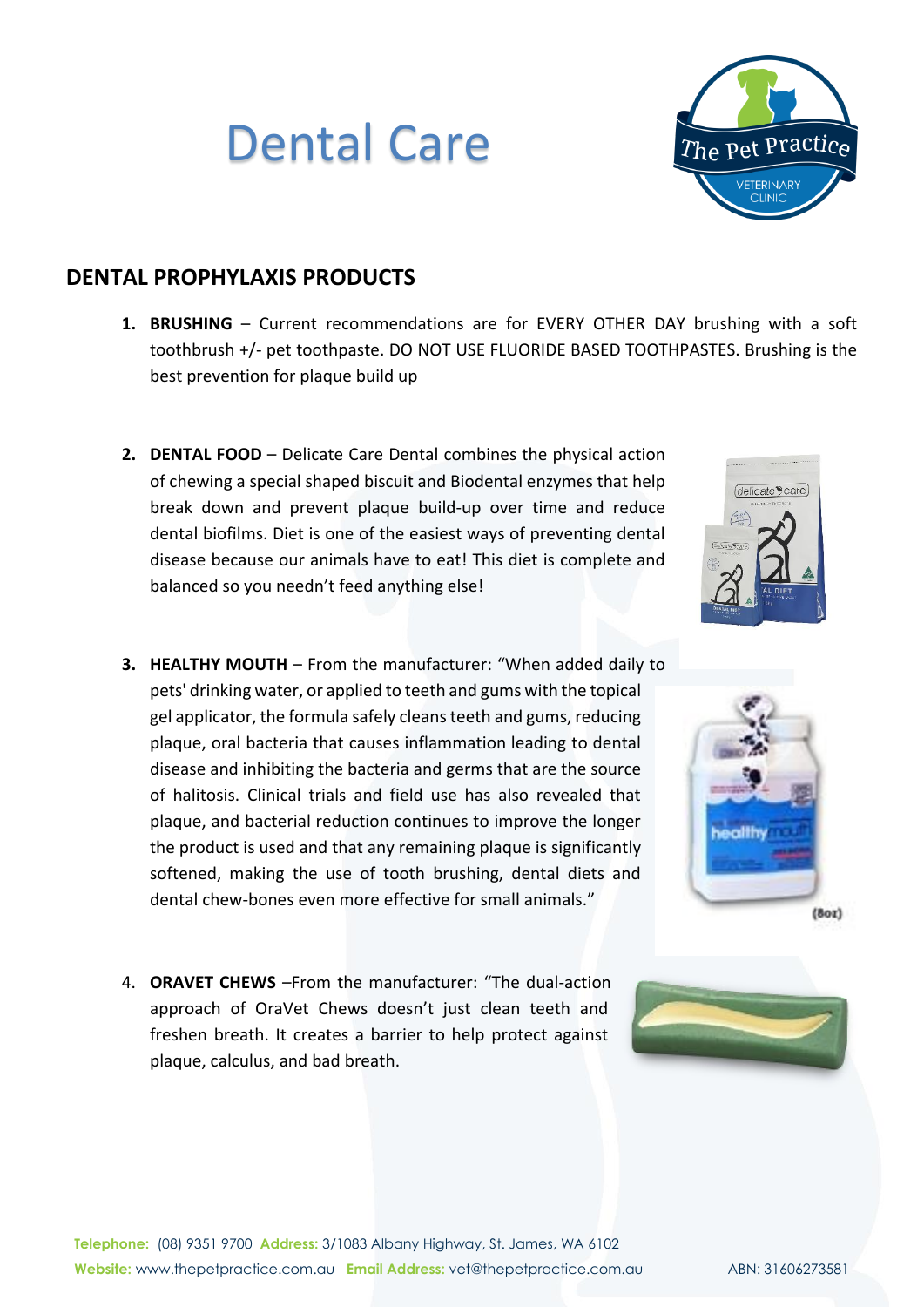# Dental Care

## DENTAL PROPHYLAXIS PRODUCTS

1. **BRUSHING** – Current recommendations are for EVERY OTHER DAY brushing with a soft toothbrush +/- pet toothpaste. DO NOT USE FLUORIDE BASED TOOTHPASTES. Brushing is the best prevention for plaque build up

2. **DENTAL FOOD** – Delicate Care Dental combines the physical action of chewing a special shaped biscuit and Biodental enzymes that help break down and prevent plaque build-up over time and reduce dental biofilms. Diet is one of the easiest ways of preventing dental disease because our animals have to eat! This diet is complete and balanced so you needn't feed anything else!

3. **HEALTHY MOUTH** – From the manufacturer: "When added daily to pets' drinking water, or applied to teeth and gums with the topical gel applicator, the formula safely cleans teeth and gums, reducing plaque, oral bacteria that causes inflammation leading to dental disease and inhibiting the bacteria and germs that are the source of halitosis. Clinical trials and field use has also revealed that plaque, and bacterial reduction continues to improve the longer the product is used and that any remaining plaque is significantly softened, making the use of tooth brushing, dental diets and dental chew-bones even more effective for small animals."

4. **ORAVET CHEWS** –From the manufacturer: "The dual-action approach of OraVet Chews doesn't just clean teeth and freshen breath. It creates a barrier to help protect against plaque, calculus, and bad breath.

**Telephone:** (08) 9351 9700 **Address:** 3/1083 Albany Highway, St. James, WA 6102
**Website:** www.thepetpractice.com.au **Email Address:** vet@thepetpractice.com.au ABN: 31606273581